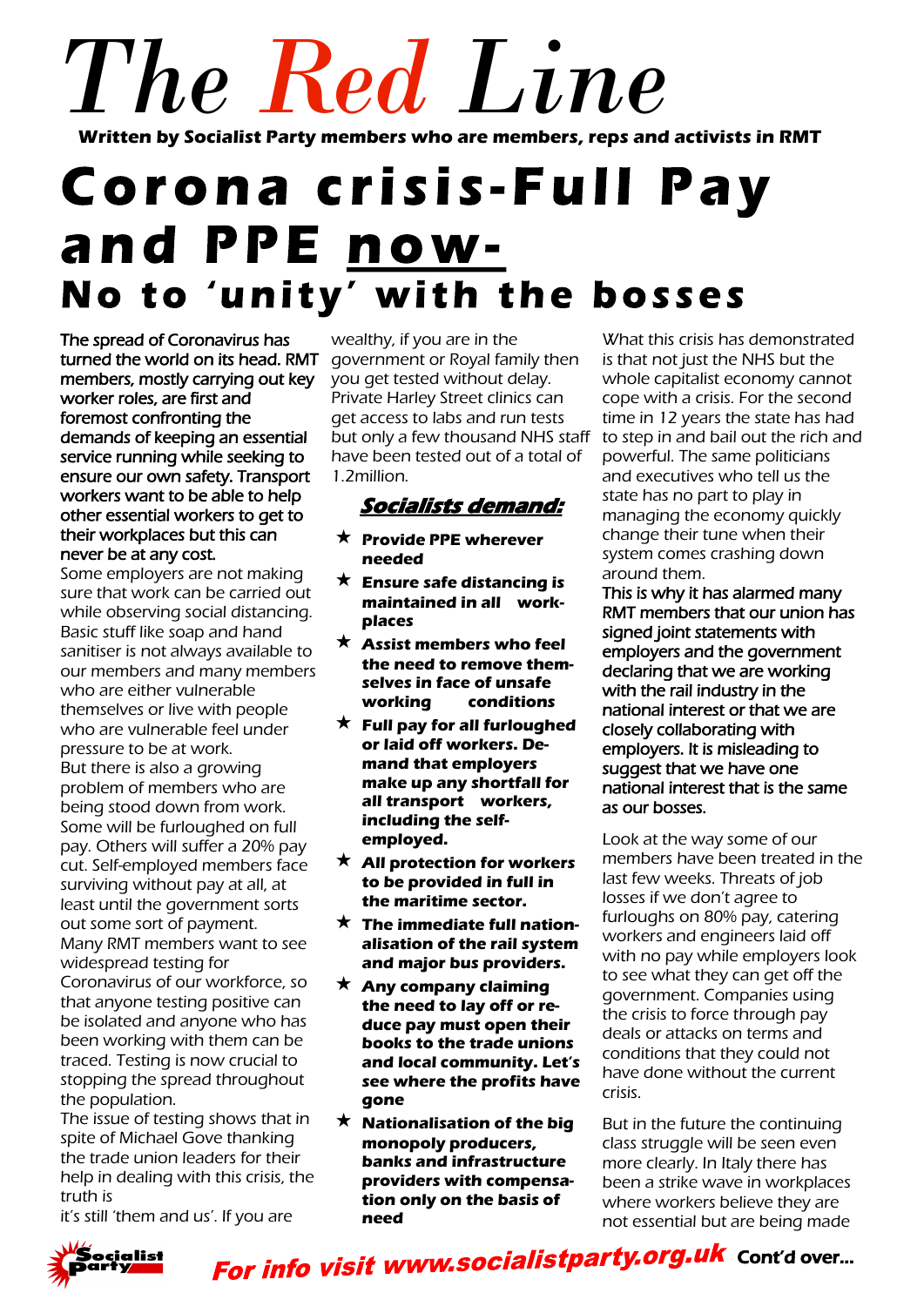# The Red Line

**Written by Socialist Party members who are members, reps and activists in RMT**

# Corona crisis-Full Pay and PPE now-

## No to 'unity' with the bosses

The spread of Coronavirus has turned the world on its head. RMT members, mostly carrying out key worker roles, are first and foremost confronting the demands of keeping an essential service running while seeking to ensure our own safety. Transport workers want to be able to help other essential workers to get to their workplaces but this can never be at any cost.

Some employers are not making sure that work can be carried out while observing social distancing. Basic stuff like soap and hand sanitiser is not always available to our members and many members who are either vulnerable themselves or live with people who are vulnerable feel under pressure to be at work.

But there is also a growing problem of members who are being stood down from work. Some will be furloughed on full pay. Others will suffer a 20% pay cut. Self-employed members face surviving without pay at all, at least until the government sorts out some sort of payment.

Many RMT members want to see widespread testing for Coronavirus of our workforce, so that anyone testing positive can be isolated and anyone who has been working with them can be traced. Testing is now crucial to stopping the spread throughout the population.

The issue of testing shows that in spite of Michael Gove thanking the trade union leaders for their help in dealing with this crisis, the truth is it's still 'them and us'. If you are wealthy, if you are in the government or Royal family then you get tested without delay. Private Harley Street clinics can get access to labs and run tests but only a few thousand NHS staff have been tested out of a total of 1.2million.

### Socialists demand:

- **Provide PPE wherever needed**
- **Ensure safe distancing is maintained in all workplaces**
- **Assist members who feel the need to remove themselves in face of unsafe working conditions**
- **Full pay for all furloughed or laid off workers. Demand that employers make up any shortfall for all transport workers, including the self-employed.**
- **All protection for workers to be provided in full in the maritime sector.**
- **The immediate full nationalisation of the rail system and major bus providers.**
- **Any company claiming the need to lay off or reduce pay must open their books to the trade unions and local community. Let's see where the profits have gone**
- **Nationalisation of the big monopoly producers, banks and infrastructure providers with compensation only on the basis of need**

What this crisis has demonstrated is that not just the NHS but the whole capitalist economy cannot cope with a crisis. For the second time in 12 years the state has had to step in and bail out the rich and powerful. The same politicians and executives who tell us the state has no part to play in managing the economy quickly change their tune when their system comes crashing down around them.

This is why it has alarmed many RMT members that our union has signed joint statements with employers and the government declaring that we are working with the rail industry in the national interest or that we are closely collaborating with employers. It is misleading to suggest that we have one national interest that is the same as our bosses.

Look at the way some of our members have been treated in the last few weeks. Threats of job losses if we don't agree to furloughs on 80% pay, catering workers and engineers laid off with no pay while employers look to see what they can get off the government. Companies using the crisis to force through pay deals or attacks on terms and conditions that they could not have done without the current crisis.

But in the future the continuing class struggle will be seen even more clearly. In Italy there has been a strike wave in workplaces where workers believe they are not essential but are being made

**For info visit www.socialistparty.org.uk** Cont'd over...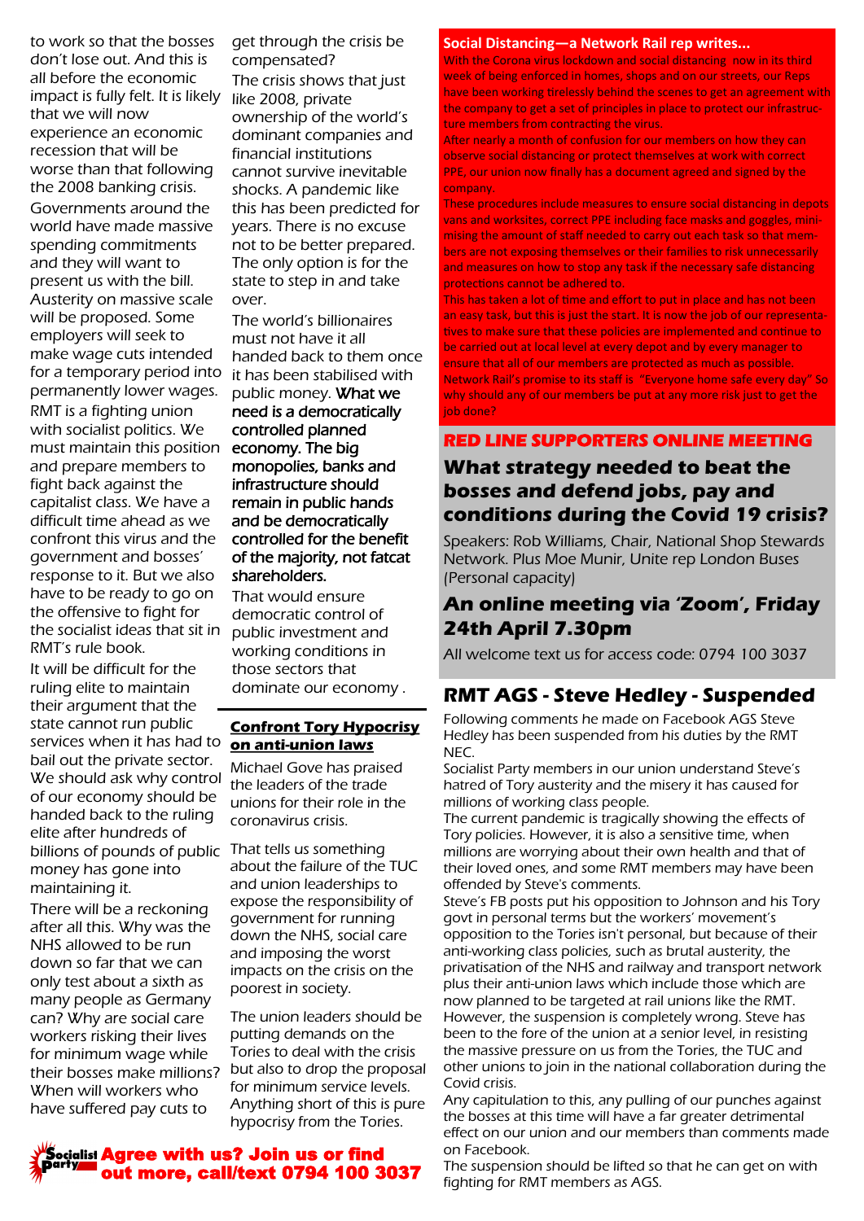to work so that the bosses don't lose out. And this is all before the economic impact is fully felt. It is likely that we will now experience an economic recession that will be worse than that following the 2008 banking crisis.

Governments around the world have made massive spending commitments and they will want to present us with the bill. Austerity on massive scale will be proposed. Some employers will seek to make wage cuts intended for a temporary period into permanently lower wages.

RMT is a fighting union with socialist politics. We must maintain this position and prepare members to fight back against the capitalist class. We have a difficult time ahead as we confront this virus and the government and bosses' response to it. But we also have to be ready to go on the offensive to fight for the socialist ideas that sit in RMT's rule book.

It will be difficult for the ruling elite to maintain their argument that the state cannot run public services when it has had to bail out the private sector. We should ask why control of our economy should be handed back to the ruling elite after hundreds of billions of pounds of public money has gone into maintaining it.

There will be a reckoning after all this. Why was the NHS allowed to be run down so far that we can only test about a sixth as many people as Germany can? Why are social care workers risking their lives for minimum wage while their bosses make millions? When will workers who have suffered pay cuts to get through the crisis be compensated?

The crisis shows that just like 2008, private ownership of the world's dominant companies and financial institutions cannot survive inevitable shocks. A pandemic like this has been predicted for years. There is no excuse not to be better prepared. The only option is for the state to step in and take over.

The world's billionaires must not have it all handed back to them once it has been stabilised with public money. **What we need is a democratically controlled planned economy. The big monopolies, banks and infrastructure should remain in public hands and be democratically controlled for the benefit of the majority, not fatcat shareholders.**

That would ensure democratic control of public investment and working conditions in those sectors that dominate our economy .

## Confront Tory Hypocrisy on anti-union laws

Michael Gove has praised the leaders of the trade unions for their role in the coronavirus crisis.

That tells us something about the failure of the TUC and union leaderships to expose the responsibility of government for running down the NHS, social care and imposing the worst impacts on the crisis on the poorest in society.

The union leaders should be putting demands on the Tories to deal with the crisis but also to drop the proposal for minimum service levels. Anything short of this is pure hypocrisy from the Tories.

**Agree with us? Join us or find out more, call/text 0794 100 3037**

## Social Distancing—a Network Rail rep writes...

With the Corona virus lockdown and social distancing now in its third week of being enforced in homes, shops and on our streets, our Reps have been working tirelessly behind the scenes to get an agreement with the company to get a set of principles in place to protect our infrastructure members from contracting the virus.

After nearly a month of confusion for our members on how they can observe social distancing or protect themselves at work with correct PPE, our union now finally has a document agreed and signed by the company.

These procedures include measures to ensure social distancing in depots vans and worksites, correct PPE including face masks and goggles, minimising the amount of staff needed to carry out each task so that members are not exposing themselves or their families to risk unnecessarily and measures on how to stop any task if the necessary safe distancing protections cannot be adhered to.

This has taken a lot of time and effort to put in place and has not been an easy task, but this is just the start. It is now the job of our representatives to make sure that these policies are implemented and continue to be carried out at local level at every depot and by every manager to ensure that all of our members are protected as much as possible.

Network Rail's promise to its staff is "Everyone home safe every day" So why should any of our members be put at any more risk just to get the job done?

## RED LINE SUPPORTERS ONLINE MEETING

### What strategy needed to beat the bosses and defend jobs, pay and conditions during the Covid 19 crisis?

Speakers: Rob Williams, Chair, National Shop Stewards Network. Plus Moe Munir, Unite rep London Buses (Personal capacity)

### An online meeting via 'Zoom', Friday 24th April 7.30pm

All welcome text us for access code: 0794 100 3037

## RMT AGS - Steve Hedley - Suspended

Following comments he made on Facebook AGS Steve Hedley has been suspended from his duties by the RMT NEC.

Socialist Party members in our union understand Steve's hatred of Tory austerity and the misery it has caused for millions of working class people.

The current pandemic is tragically showing the effects of Tory policies. However, it is also a sensitive time, when millions are worrying about their own health and that of their loved ones, and some RMT members may have been offended by Steve's comments.

Steve's FB posts put his opposition to Johnson and his Tory govt in personal terms but the workers' movement's opposition to the Tories isn't personal, but because of their anti-working class policies, such as brutal austerity, the privatisation of the NHS and railway and transport network plus their anti-union laws which include those which are now planned to be targeted at rail unions like the RMT.

However, the suspension is completely wrong. Steve has been to the fore of the union at a senior level, in resisting the massive pressure on us from the Tories, the TUC and other unions to join in the national collaboration during the Covid crisis.

Any capitulation to this, any pulling of our punches against the bosses at this time will have a far greater detrimental effect on our union and our members than comments made on Facebook.

The suspension should be lifted so that he can get on with fighting for RMT members as AGS.